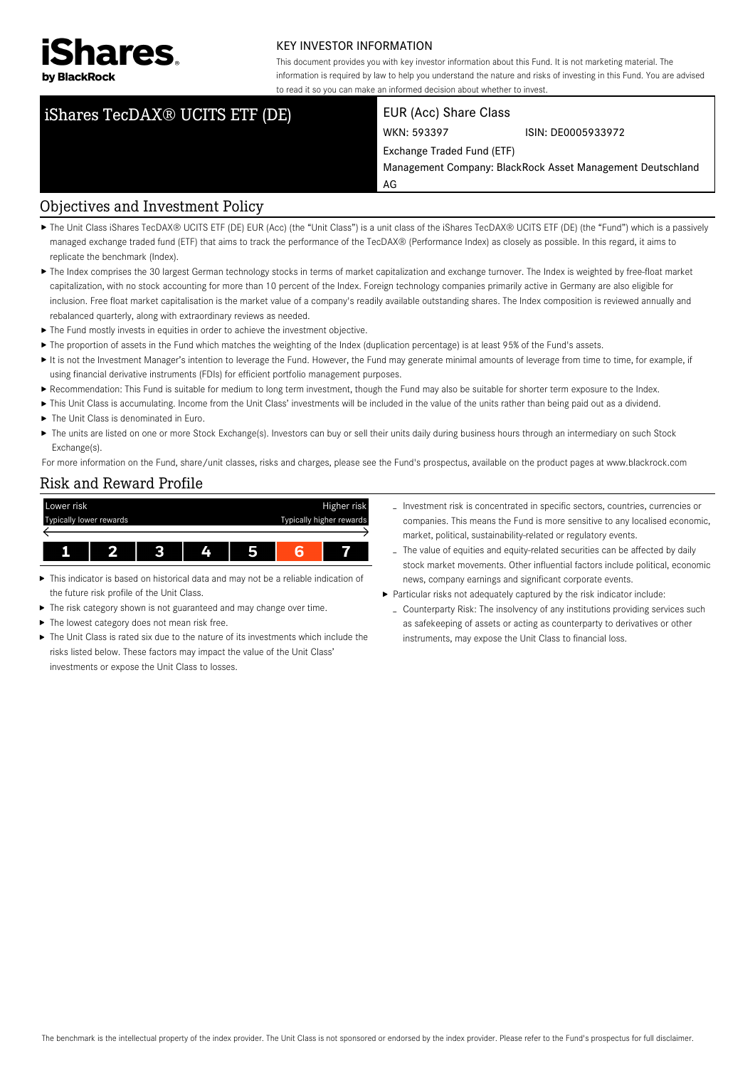iShares by BlackRock

KEY INVESTOR INFORMATION

This document provides you with key investor information about this Fund. It is not marketing material. The information is required by law to help you understand the nature and risks of investing in this Fund. You are advised to read it so you can make an informed decision about whether to invest.

# iShares TecDAX® UCITS ETF (DE)

EUR (Acc) Share Class

WKN: 593397 ISIN: DE0005933972

Exchange Traded Fund (ETF)

Management Company: BlackRock Asset Management Deutschland AG

## Objectives and Investment Policy

- The Unit Class iShares TecDAX® UCITS ETF (DE) EUR (Acc) (the "Unit Class") is a unit class of the iShares TecDAX® UCITS ETF (DE) (the "Fund") which is a passively managed exchange traded fund (ETF) that aims to track the performance of the TecDAX® (Performance Index) as closely as possible. In this regard, it aims to replicate the benchmark (Index).
- The Index comprises the 30 largest German technology stocks in terms of market capitalization and exchange turnover. The Index is weighted by free-float market capitalization, with no stock accounting for more than 10 percent of the Index. Foreign technology companies primarily active in Germany are also eligible for inclusion. Free float market capitalisation is the market value of a company's readily available outstanding shares. The Index composition is reviewed annually and rebalanced quarterly, along with extraordinary reviews as needed.
- The Fund mostly invests in equities in order to achieve the investment objective.
- The proportion of assets in the Fund which matches the weighting of the Index (duplication percentage) is at least 95% of the Fund's assets.
- It is not the Investment Manager's intention to leverage the Fund. However, the Fund may generate minimal amounts of leverage from time to time, for example, if using financial derivative instruments (FDIs) for efficient portfolio management purposes.
- Recommendation: This Fund is suitable for medium to long term investment, though the Fund may also be suitable for shorter term exposure to the Index.
- This Unit Class is accumulating. Income from the Unit Class' investments will be included in the value of the units rather than being paid out as a dividend.
- The Unit Class is denominated in Euro.
- The units are listed on one or more Stock Exchange(s). Investors can buy or sell their units daily during business hours through an intermediary on such Stock Exchange(s).

For more information on the Fund, share/unit classes, risks and charges, please see the Fund's prospectus, available on the product pages at www.blackrock.com

## Risk and Reward Profile

| Lower risk / Typically lower rewards | | | | | | Higher risk / Typically higher rewards |
|---|---|---|---|---|---|---|
| 1 | 2 | 3 | 4 | 5 | **6** | 7 |

- This indicator is based on historical data and may not be a reliable indication of the future risk profile of the Unit Class.
- The risk category shown is not guaranteed and may change over time.
- The lowest category does not mean risk free.
- The Unit Class is rated six due to the nature of its investments which include the risks listed below. These factors may impact the value of the Unit Class' investments or expose the Unit Class to losses.
  - Investment risk is concentrated in specific sectors, countries, currencies or companies. This means the Fund is more sensitive to any localised economic, market, political, sustainability-related or regulatory events.
  - The value of equities and equity-related securities can be affected by daily stock market movements. Other influential factors include political, economic news, company earnings and significant corporate events.
- Particular risks not adequately captured by the risk indicator include:
  - Counterparty Risk: The insolvency of any institutions providing services such as safekeeping of assets or acting as counterparty to derivatives or other instruments, may expose the Unit Class to financial loss.

The benchmark is the intellectual property of the index provider. The Unit Class is not sponsored or endorsed by the index provider. Please refer to the Fund's prospectus for full disclaimer.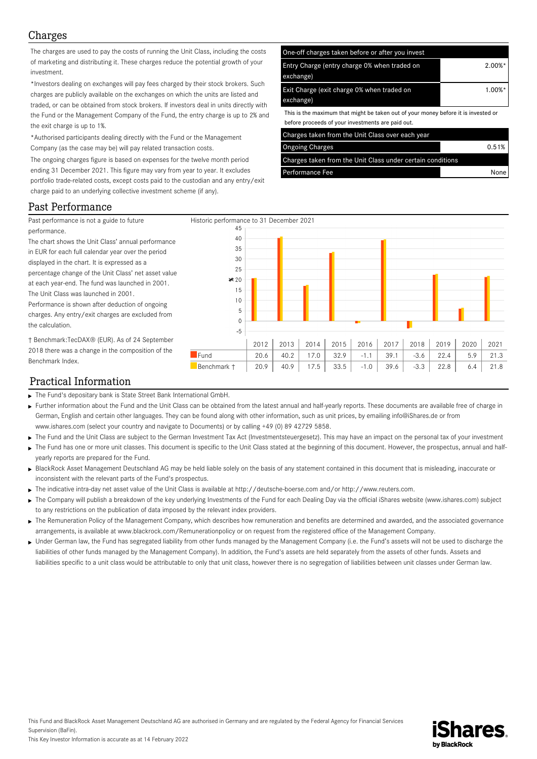## Charges

The charges are used to pay the costs of running the Unit Class, including the costs of marketing and distributing it. These charges reduce the potential growth of your investment.

*Investors dealing on exchanges will pay fees charged by their stock brokers. Such charges are publicly available on the exchanges on which the units are listed and traded, or can be obtained from stock brokers. If investors deal in units directly with the Fund or the Management Company of the Fund, the entry charge is up to 2% and the exit charge is up to 1%.

*Authorised participants dealing directly with the Fund or the Management Company (as the case may be) will pay related transaction costs.

The ongoing charges figure is based on expenses for the twelve month period ending 31 December 2021. This figure may vary from year to year. It excludes portfolio trade-related costs, except costs paid to the custodian and any entry/exit charge paid to an underlying collective investment scheme (if any).

| One-off charges taken before or after you invest | |
|---|---|
| Entry Charge (entry charge 0% when traded on exchange) | 2.00%* |
| Exit Charge (exit charge 0% when traded on exchange) | 1.00%* |

This is the maximum that might be taken out of your money before it is invested or before proceeds of your investments are paid out.

| Charges taken from the Unit Class over each year | |
|---|---|
| Ongoing Charges | 0.51% |
| **Charges taken from the Unit Class under certain conditions** | |
| Performance Fee | None |

## Past Performance

Past performance is not a guide to future performance.

The chart shows the Unit Class' annual performance in EUR for each full calendar year over the period displayed in the chart. It is expressed as a percentage change of the Unit Class' net asset value at each year-end. The fund was launched in 2001. The Unit Class was launched in 2001.

Performance is shown after deduction of ongoing charges. Any entry/exit charges are excluded from the calculation.

† Benchmark:TecDAX® (EUR). As of 24 September 2018 there was a change in the composition of the Benchmark Index.

Historic performance to 31 December 2021

45
40
35
30
25
% 20
15
10
5
0
-5

| | 2012 | 2013 | 2014 | 2015 | 2016 | 2017 | 2018 | 2019 | 2020 | 2021 |
|---|---|---|---|---|---|---|---|---|---|---|
| Fund | 20.6 | 40.2 | 17.0 | 32.9 | -1.1 | 39.1 | -3.6 | 22.4 | 5.9 | 21.3 |
| Benchmark † | 20.9 | 40.9 | 17.5 | 33.5 | -1.0 | 39.6 | -3.3 | 22.8 | 6.4 | 21.8 |

## Practical Information

- The Fund's depositary bank is State Street Bank International GmbH.
- Further information about the Fund and the Unit Class can be obtained from the latest annual and half-yearly reports. These documents are available free of charge in German, English and certain other languages. They can be found along with other information, such as unit prices, by emailing info@iShares.de or from www.ishares.com (select your country and navigate to Documents) or by calling +49 (0) 89 42729 5858.
- The Fund and the Unit Class are subject to the German Investment Tax Act (Investmentsteuergesetz). This may have an impact on the personal tax of your investment
- The Fund has one or more unit classes. This document is specific to the Unit Class stated at the beginning of this document. However, the prospectus, annual and half-yearly reports are prepared for the Fund.
- BlackRock Asset Management Deutschland AG may be held liable solely on the basis of any statement contained in this document that is misleading, inaccurate or inconsistent with the relevant parts of the Fund's prospectus.
- The indicative intra-day net asset value of the Unit Class is available at http://deutsche-boerse.com and/or http://www.reuters.com.
- The Company will publish a breakdown of the key underlying Investments of the Fund for each Dealing Day via the official iShares website (www.ishares.com) subject to any restrictions on the publication of data imposed by the relevant index providers.
- The Remuneration Policy of the Management Company, which describes how remuneration and benefits are determined and awarded, and the associated governance arrangements, is available at www.blackrock.com/Remunerationpolicy or on request from the registered office of the Management Company.
- Under German law, the Fund has segregated liability from other funds managed by the Management Company (i.e. the Fund's assets will not be used to discharge the liabilities of other funds managed by the Management Company). In addition, the Fund's assets are held separately from the assets of other funds. Assets and liabilities specific to a unit class would be attributable to only that unit class, however there is no segregation of liabilities between unit classes under German law.

This Fund and BlackRock Asset Management Deutschland AG are authorised in Germany and are regulated by the Federal Agency for Financial Services Supervision (BaFin).

This Key Investor Information is accurate as at 14 February 2022

iShares by BlackRock